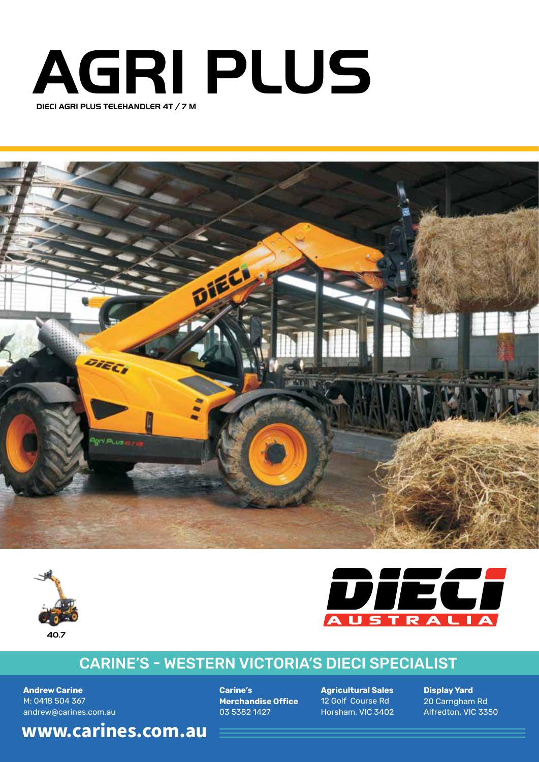# AGRI PLUS

DIECI AGRI PLUS TELEHANDLER 4T / 7 M

40.7

DIECI AUSTRALIA

## CARINE'S - WESTERN VICTORIA'S DIECI SPECIALIST

**Andrew Carine**
M: 0418 504 367
andrew@carines.com.au

**Carine's Merchandise Office**
03 5382 1427

**Agricultural Sales**
12 Golf Course Rd
Horsham, VIC 3402

**Display Yard**
20 Carngham Rd
Alfredton, VIC 3350

**www.carines.com.au**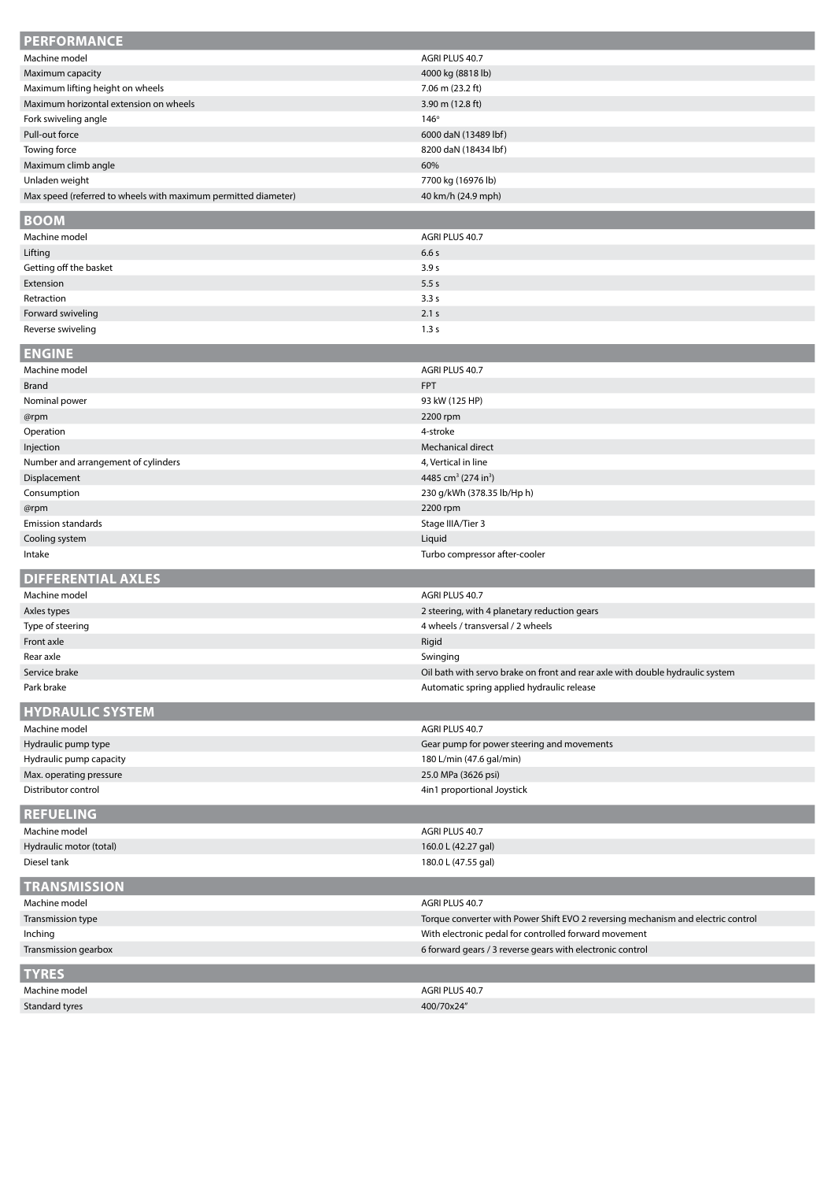## PERFORMANCE

| Machine model | AGRI PLUS 40.7 |
|---|---|
| Maximum capacity | 4000 kg (8818 lb) |
| Maximum lifting height on wheels | 7.06 m (23.2 ft) |
| Maximum horizontal extension on wheels | 3.90 m (12.8 ft) |
| Fork swiveling angle | 146° |
| Pull-out force | 6000 daN (13489 lbf) |
| Towing force | 8200 daN (18434 lbf) |
| Maximum climb angle | 60% |
| Unladen weight | 7700 kg (16976 lb) |
| Max speed (referred to wheels with maximum permitted diameter) | 40 km/h (24.9 mph) |

## BOOM

| Machine model | AGRI PLUS 40.7 |
|---|---|
| Lifting | 6.6 s |
| Getting off the basket | 3.9 s |
| Extension | 5.5 s |
| Retraction | 3.3 s |
| Forward swiveling | 2.1 s |
| Reverse swiveling | 1.3 s |

## ENGINE

| Machine model | AGRI PLUS 40.7 |
|---|---|
| Brand | FPT |
| Nominal power | 93 kW (125 HP) |
| @rpm | 2200 rpm |
| Operation | 4-stroke |
| Injection | Mechanical direct |
| Number and arrangement of cylinders | 4, Vertical in line |
| Displacement | 4485 $cm^3$ (274 $in^3$) |
| Consumption | 230 g/kWh (378.35 lb/Hp h) |
| @rpm | 2200 rpm |
| Emission standards | Stage IIIA/Tier 3 |
| Cooling system | Liquid |
| Intake | Turbo compressor after-cooler |

## DIFFERENTIAL AXLES

| Machine model | AGRI PLUS 40.7 |
|---|---|
| Axles types | 2 steering, with 4 planetary reduction gears |
| Type of steering | 4 wheels / transversal / 2 wheels |
| Front axle | Rigid |
| Rear axle | Swinging |
| Service brake | Oil bath with servo brake on front and rear axle with double hydraulic system |
| Park brake | Automatic spring applied hydraulic release |

## HYDRAULIC SYSTEM

| Machine model | AGRI PLUS 40.7 |
|---|---|
| Hydraulic pump type | Gear pump for power steering and movements |
| Hydraulic pump capacity | 180 L/min (47.6 gal/min) |
| Max. operating pressure | 25.0 MPa (3626 psi) |
| Distributor control | 4in1 proportional Joystick |

## REFUELING

| Machine model | AGRI PLUS 40.7 |
|---|---|
| Hydraulic motor (total) | 160.0 L (42.27 gal) |
| Diesel tank | 180.0 L (47.55 gal) |

## TRANSMISSION

| Machine model | AGRI PLUS 40.7 |
|---|---|
| Transmission type | Torque converter with Power Shift EVO 2 reversing mechanism and electric control |
| Inching | With electronic pedal for controlled forward movement |
| Transmission gearbox | 6 forward gears / 3 reverse gears with electronic control |

## TYRES

| Machine model | AGRI PLUS 40.7 |
|---|---|
| Standard tyres | 400/70x24" |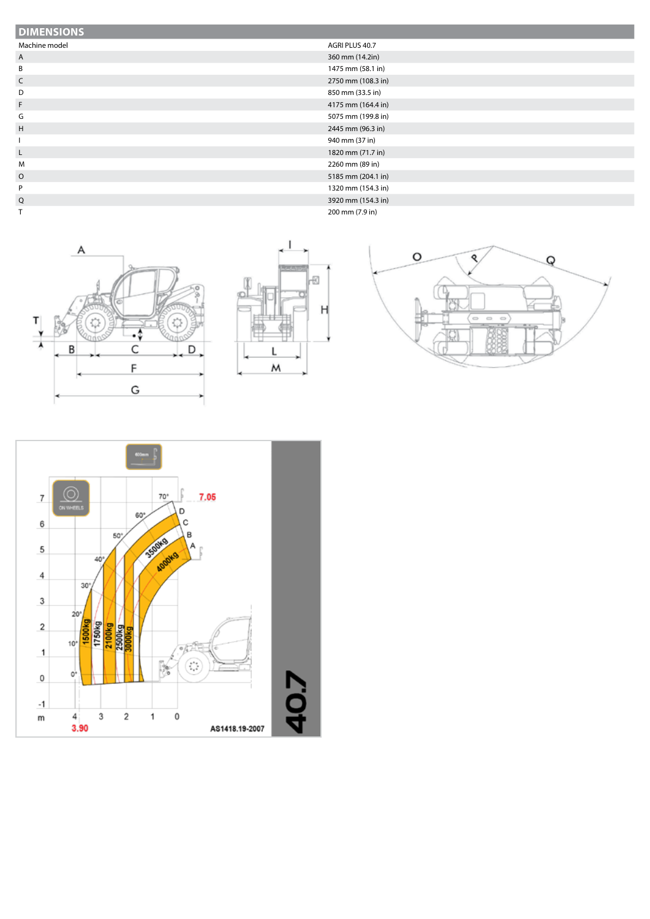## DIMENSIONS

| Machine model | AGRI PLUS 40.7 |
|---|---|
| A | 360 mm (14.2in) |
| B | 1475 mm (58.1 in) |
| C | 2750 mm (108.3 in) |
| D | 850 mm (33.5 in) |
| F | 4175 mm (164.4 in) |
| G | 5075 mm (199.8 in) |
| H | 2445 mm (96.3 in) |
| I | 940 mm (37 in) |
| L | 1820 mm (71.7 in) |
| M | 2260 mm (89 in) |
| O | 5185 mm (204.1 in) |
| P | 1320 mm (154.3 in) |
| Q | 3920 mm (154.3 in) |
| T | 200 mm (7.9 in) |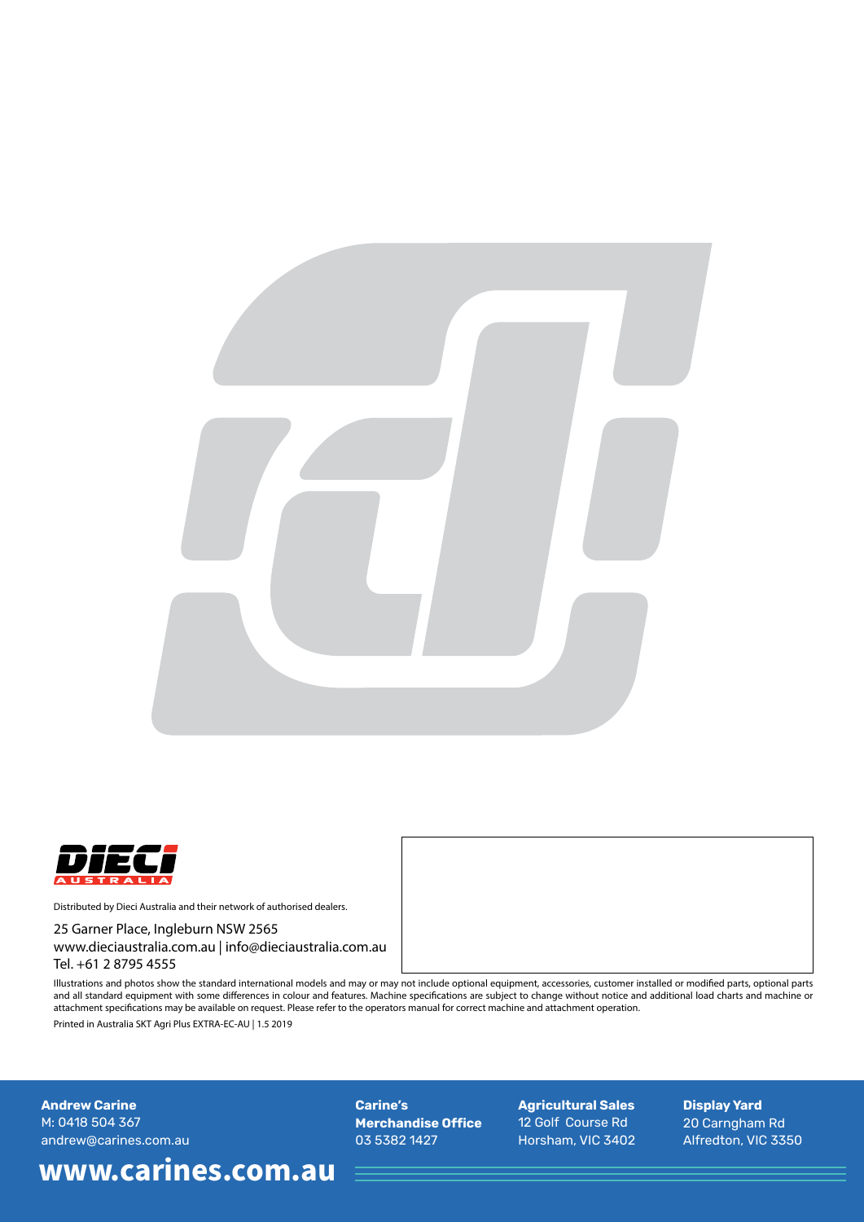DIECI AUSTRALIA

Distributed by Dieci Australia and their network of authorised dealers.

25 Garner Place, Ingleburn NSW 2565
www.dieciaustralia.com.au | info@dieciaustralia.com.au
Tel. +61 2 8795 4555

Illustrations and photos show the standard international models and may or may not include optional equipment, accessories, customer installed or modified parts, optional parts and all standard equipment with some differences in colour and features. Machine specifications are subject to change without notice and additional load charts and machine or attachment specifications may be available on request. Please refer to the operators manual for correct machine and attachment operation.

Printed in Australia SKT Agri Plus EXTRA-EC-AU | 1.5 2019

**Andrew Carine**
M: 0418 504 367
andrew@carines.com.au

**Carine's Merchandise Office**
03 5382 1427

**Agricultural Sales**
12 Golf Course Rd
Horsham, VIC 3402

**Display Yard**
20 Carngham Rd
Alfredton, VIC 3350

**www.carines.com.au**